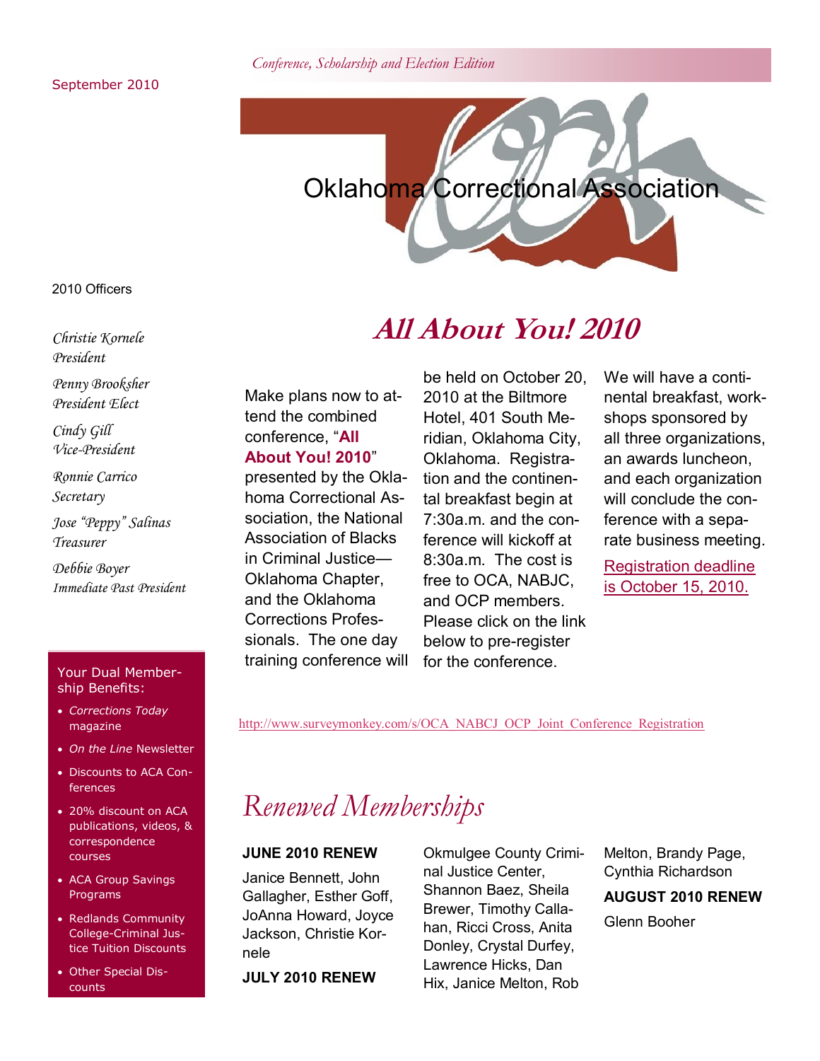September 2010

*Conference, Scholarship and Election Edition*

# Oklahoma Correctional Association

2010 Officers

*Christie Kornele*
*President*

*Penny Brooksher*
*President Elect*

*Cindy Gill*
*Vice-President*

*Ronnie Carrico*
*Secretary*

*Jose "Peppy" Salinas*
*Treasurer*

*Debbie Boyer*
*Immediate Past President*

Your Dual Membership Benefits:

- *Corrections Today* magazine
- *On the Line* Newsletter
- Discounts to ACA Conferences
- 20% discount on ACA publications, videos, & correspondence courses
- ACA Group Savings Programs
- Redlands Community College-Criminal Justice Tuition Discounts
- Other Special Discounts

## *All About You! 2010*

Make plans now to attend the combined conference, "**All About You! 2010**" presented by the Oklahoma Correctional Association, the National Association of Blacks in Criminal Justice—Oklahoma Chapter, and the Oklahoma Corrections Professionals. The one day training conference will be held on October 20, 2010 at the Biltmore Hotel, 401 South Meridian, Oklahoma City, Oklahoma. Registration and the continental breakfast begin at 7:30a.m. and the conference will kickoff at 8:30a.m. The cost is free to OCA, NABJC, and OCP members. Please click on the link below to pre-register for the conference.

We will have a continental breakfast, workshops sponsored by all three organizations, an awards luncheon, and each organization will conclude the conference with a separate business meeting.

Registration deadline is October 15, 2010.

http://www.surveymonkey.com/s/OCA_NABCJ_OCP_Joint_Conference_Registration

## *Renewed Memberships*

**JUNE 2010 RENEW**

Janice Bennett, John Gallagher, Esther Goff, JoAnna Howard, Joyce Jackson, Christie Kornele

**JULY 2010 RENEW**

Okmulgee County Criminal Justice Center, Shannon Baez, Sheila Brewer, Timothy Callahan, Ricci Cross, Anita Donley, Crystal Durfey, Lawrence Hicks, Dan Hix, Janice Melton, Rob Melton, Brandy Page, Cynthia Richardson

**AUGUST 2010 RENEW**

Glenn Booher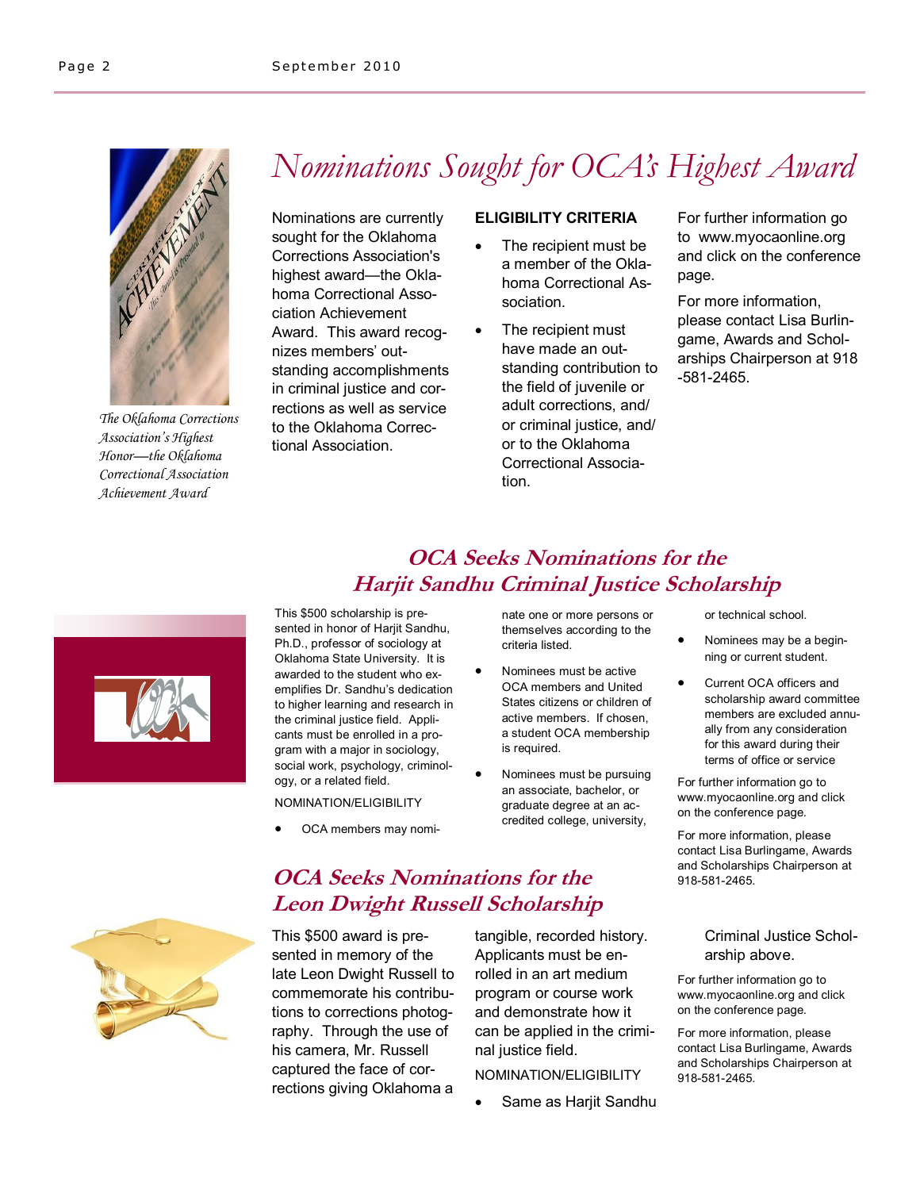# Nominations Sought for OCA's Highest Award

*The Oklahoma Corrections Association's Highest Honor—the Oklahoma Correctional Association Achievement Award*

Nominations are currently sought for the Oklahoma Corrections Association's highest award—the Oklahoma Correctional Association Achievement Award. This award recognizes members' outstanding accomplishments in criminal justice and corrections as well as service to the Oklahoma Correctional Association.

**ELIGIBILITY CRITERIA**

- The recipient must be a member of the Oklahoma Correctional Association.
- The recipient must have made an outstanding contribution to the field of juvenile or adult corrections, and/ or criminal justice, and/ or to the Oklahoma Correctional Association.

For further information go to www.myocaonline.org and click on the conference page.

For more information, please contact Lisa Burlingame, Awards and Scholarships Chairperson at 918 -581-2465.

## OCA Seeks Nominations for the Harjit Sandhu Criminal Justice Scholarship

This $500 scholarship is presented in honor of Harjit Sandhu, Ph.D., professor of sociology at Oklahoma State University. It is awarded to the student who exemplifies Dr. Sandhu's dedication to higher learning and research in the criminal justice field. Applicants must be enrolled in a program with a major in sociology, social work, psychology, criminology, or a related field.

NOMINATION/ELIGIBILITY

- OCA members may nominate one or more persons or themselves according to the criteria listed.
- Nominees must be active OCA members and United States citizens or children of active members. If chosen, a student OCA membership is required.
- Nominees must be pursuing an associate, bachelor, or graduate degree at an accredited college, university, or technical school.
- Nominees may be a beginning or current student.
- Current OCA officers and scholarship award committee members are excluded annually from any consideration for this award during their terms of office or service

For further information go to www.myocaonline.org and click on the conference page.

For more information, please contact Lisa Burlingame, Awards and Scholarships Chairperson at 918-581-2465.

## OCA Seeks Nominations for the Leon Dwight Russell Scholarship

This $500 award is presented in memory of the late Leon Dwight Russell to commemorate his contributions to corrections photography. Through the use of his camera, Mr. Russell captured the face of corrections giving Oklahoma a tangible, recorded history. Applicants must be enrolled in an art medium program or course work and demonstrate how it can be applied in the criminal justice field.

NOMINATION/ELIGIBILITY

- Same as Harjit Sandhu Criminal Justice Scholarship above.

For further information go to www.myocaonline.org and click on the conference page.

For more information, please contact Lisa Burlingame, Awards and Scholarships Chairperson at 918-581-2465.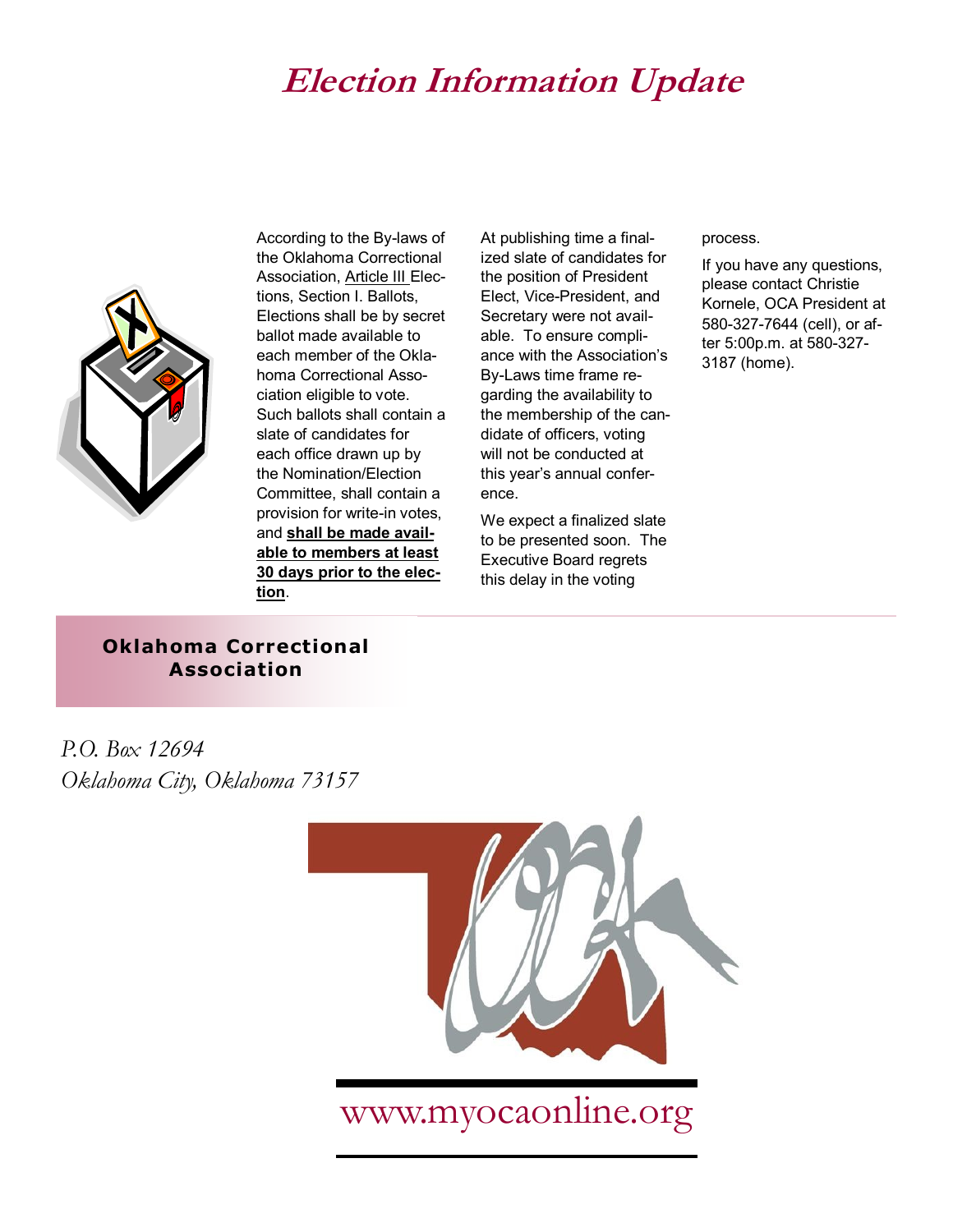# *Election Information Update*

According to the By-laws of the Oklahoma Correctional Association, Article III Elections, Section I. Ballots, Elections shall be by secret ballot made available to each member of the Oklahoma Correctional Association eligible to vote. Such ballots shall contain a slate of candidates for each office drawn up by the Nomination/Election Committee, shall contain a provision for write-in votes, and **shall be made available to members at least 30 days prior to the election**.

At publishing time a finalized slate of candidates for the position of President Elect, Vice-President, and Secretary were not available. To ensure compliance with the Association's By-Laws time frame regarding the availability to the membership of the candidate of officers, voting will not be conducted at this year's annual conference.

We expect a finalized slate to be presented soon. The Executive Board regrets this delay in the voting process.

If you have any questions, please contact Christie Kornele, OCA President at 580-327-7644 (cell), or after 5:00p.m. at 580-327-3187 (home).

**Oklahoma Correctional Association**

*P.O. Box 12694*
*Oklahoma City, Oklahoma 73157*

www.myocaonline.org